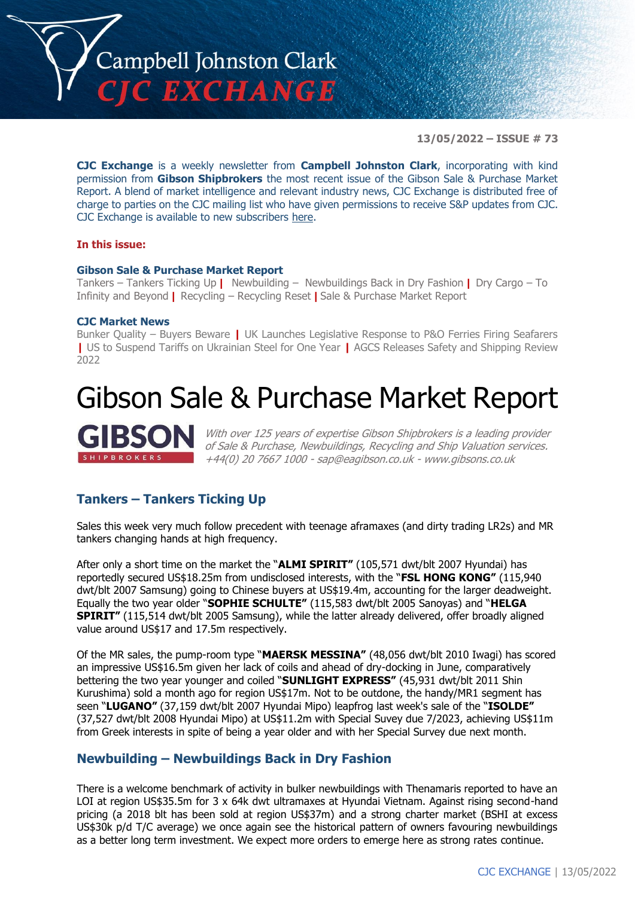Campbell Johnston Clark
CJC EXCHANGE

**13/05/2022 – ISSUE # 73**

**CJC Exchange** is a weekly newsletter from **Campbell Johnston Clark**, incorporating with kind permission from **Gibson Shipbrokers** the most recent issue of the Gibson Sale & Purchase Market Report. A blend of market intelligence and relevant industry news, CJC Exchange is distributed free of charge to parties on the CJC mailing list who have given permissions to receive S&P updates from CJC. CJC Exchange is available to new subscribers here.

**In this issue:**

**Gibson Sale & Purchase Market Report**
Tankers – Tankers Ticking Up | Newbuilding – Newbuildings Back in Dry Fashion | Dry Cargo – To Infinity and Beyond | Recycling – Recycling Reset | Sale & Purchase Market Report

**CJC Market News**
Bunker Quality – Buyers Beware | UK Launches Legislative Response to P&O Ferries Firing Seafarers | US to Suspend Tariffs on Ukrainian Steel for One Year | AGCS Releases Safety and Shipping Review 2022

# Gibson Sale & Purchase Market Report

GIBSON SHIPBROKERS

*With over 125 years of expertise Gibson Shipbrokers is a leading provider of Sale & Purchase, Newbuildings, Recycling and Ship Valuation services. +44(0) 20 7667 1000 - sap@eagibson.co.uk - www.gibsons.co.uk*

## Tankers – Tankers Ticking Up

Sales this week very much follow precedent with teenage aframaxes (and dirty trading LR2s) and MR tankers changing hands at high frequency.

After only a short time on the market the "**ALMI SPIRIT"** (105,571 dwt/blt 2007 Hyundai) has reportedly secured US$18.25m from undisclosed interests, with the "**FSL HONG KONG"** (115,940 dwt/blt 2007 Samsung) going to Chinese buyers at US$19.4m, accounting for the larger deadweight. Equally the two year older "**SOPHIE SCHULTE"** (115,583 dwt/blt 2005 Sanoyas) and "**HELGA SPIRIT"** (115,514 dwt/blt 2005 Samsung), while the latter already delivered, offer broadly aligned value around US$17 and 17.5m respectively.

Of the MR sales, the pump-room type "**MAERSK MESSINA"** (48,056 dwt/blt 2010 Iwagi) has scored an impressive US$16.5m given her lack of coils and ahead of dry-docking in June, comparatively bettering the two year younger and coiled "**SUNLIGHT EXPRESS"** (45,931 dwt/blt 2011 Shin Kurushima) sold a month ago for region US$17m. Not to be outdone, the handy/MR1 segment has seen "**LUGANO"** (37,159 dwt/blt 2007 Hyundai Mipo) leapfrog last week's sale of the "**ISOLDE"** (37,527 dwt/blt 2008 Hyundai Mipo) at US$11.2m with Special Suvey due 7/2023, achieving US$11m from Greek interests in spite of being a year older and with her Special Survey due next month.

## Newbuilding – Newbuildings Back in Dry Fashion

There is a welcome benchmark of activity in bulker newbuildings with Thenamaris reported to have an LOI at region US$35.5m for 3 x 64k dwt ultramaxes at Hyundai Vietnam. Against rising second-hand pricing (a 2018 blt has been sold at region US$37m) and a strong charter market (BSHI at excess US$30k p/d T/C average) we once again see the historical pattern of owners favouring newbuildings as a better long term investment. We expect more orders to emerge here as strong rates continue.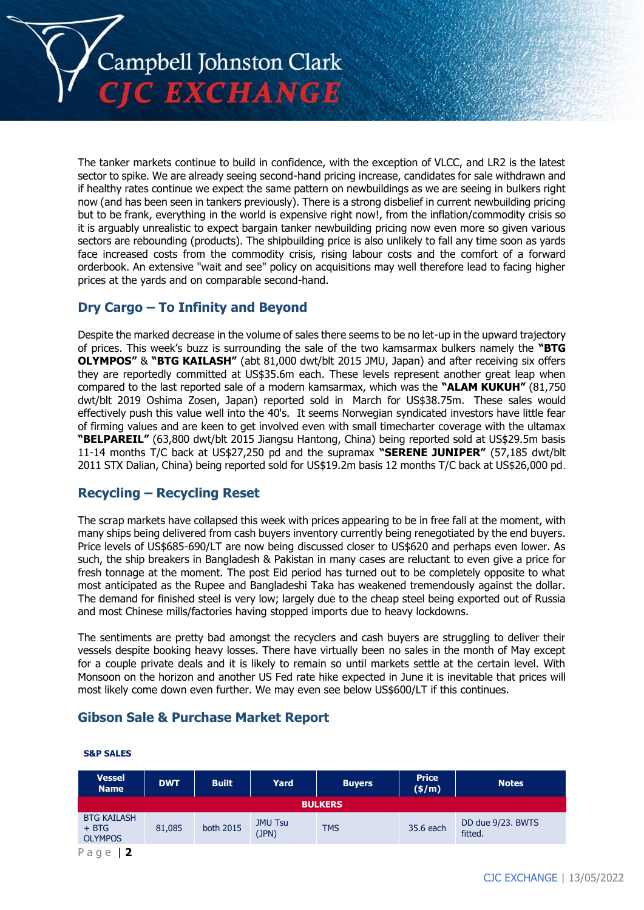The tanker markets continue to build in confidence, with the exception of VLCC, and LR2 is the latest sector to spike. We are already seeing second-hand pricing increase, candidates for sale withdrawn and if healthy rates continue we expect the same pattern on newbuildings as we are seeing in bulkers right now (and has been seen in tankers previously). There is a strong disbelief in current newbuilding pricing but to be frank, everything in the world is expensive right now!, from the inflation/commodity crisis so it is arguably unrealistic to expect bargain tanker newbuilding pricing now even more so given various sectors are rebounding (products). The shipbuilding price is also unlikely to fall any time soon as yards face increased costs from the commodity crisis, rising labour costs and the comfort of a forward orderbook. An extensive "wait and see" policy on acquisitions may well therefore lead to facing higher prices at the yards and on comparable second-hand.

## Dry Cargo – To Infinity and Beyond

Despite the marked decrease in the volume of sales there seems to be no let-up in the upward trajectory of prices. This week's buzz is surrounding the sale of the two kamsarmax bulkers namely the **"BTG OLYMPOS"** & **"BTG KAILASH"** (abt 81,000 dwt/blt 2015 JMU, Japan) and after receiving six offers they are reportedly committed at US$35.6m each. These levels represent another great leap when compared to the last reported sale of a modern kamsarmax, which was the **"ALAM KUKUH"** (81,750 dwt/blt 2019 Oshima Zosen, Japan) reported sold in March for US$38.75m. These sales would effectively push this value well into the 40's. It seems Norwegian syndicated investors have little fear of firming values and are keen to get involved even with small timecharter coverage with the ultamax **"BELPAREIL"** (63,800 dwt/blt 2015 Jiangsu Hantong, China) being reported sold at US$29.5m basis 11-14 months T/C back at US$27,250 pd and the supramax **"SERENE JUNIPER"** (57,185 dwt/blt 2011 STX Dalian, China) being reported sold for US$19.2m basis 12 months T/C back at US$26,000 pd.

## Recycling – Recycling Reset

The scrap markets have collapsed this week with prices appearing to be in free fall at the moment, with many ships being delivered from cash buyers inventory currently being renegotiated by the end buyers. Price levels of US$685-690/LT are now being discussed closer to US$620 and perhaps even lower. As such, the ship breakers in Bangladesh & Pakistan in many cases are reluctant to even give a price for fresh tonnage at the moment. The post Eid period has turned out to be completely opposite to what most anticipated as the Rupee and Bangladeshi Taka has weakened tremendously against the dollar. The demand for finished steel is very low; largely due to the cheap steel being exported out of Russia and most Chinese mills/factories having stopped imports due to heavy lockdowns.

The sentiments are pretty bad amongst the recyclers and cash buyers are struggling to deliver their vessels despite booking heavy losses. There have virtually been no sales in the month of May except for a couple private deals and it is likely to remain so until markets settle at the certain level. With Monsoon on the horizon and another US Fed rate hike expected in June it is inevitable that prices will most likely come down further. We may even see below US$600/LT if this continues.

## Gibson Sale & Purchase Market Report

**S&P SALES**

| Vessel Name | DWT | Built | Yard | Buyers | Price ($/m) | Notes |
|---|---|---|---|---|---|---|
| **BULKERS** | | | | | | |
| BTG KAILASH + BTG OLYMPOS | 81,085 | both 2015 | JMU Tsu (JPN) | TMS | 35.6 each | DD due 9/23. BWTS fitted. |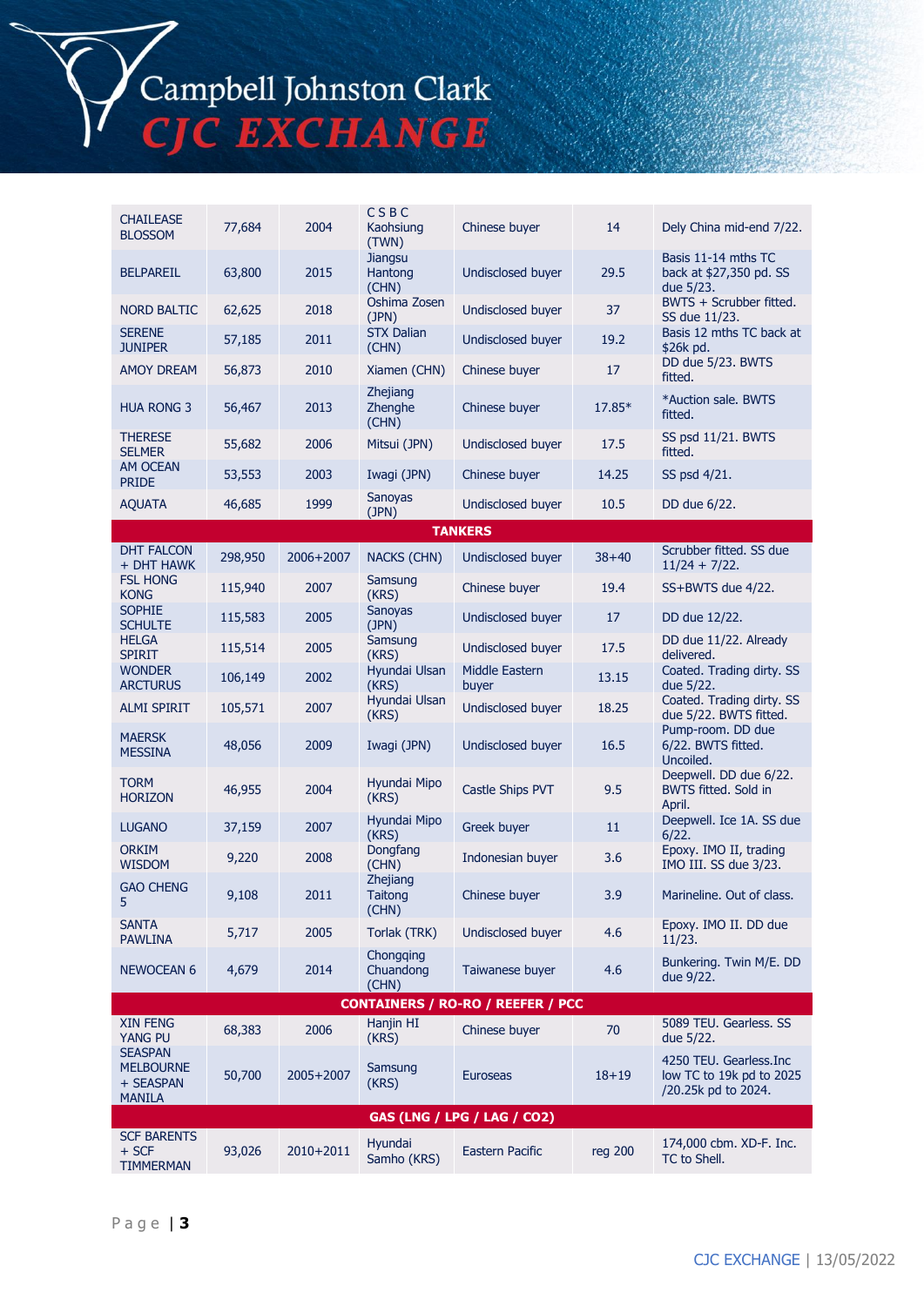| | | | | | | |
|---|---|---|---|---|---|---|
| CHAILEASE BLOSSOM | 77,684 | 2004 | C S B C Kaohsiung (TWN) | Chinese buyer | 14 | Dely China mid-end 7/22. |
| BELPAREIL | 63,800 | 2015 | Jiangsu Hantong (CHN) | Undisclosed buyer | 29.5 | Basis 11-14 mths TC back at $27,350 pd. SS due 5/23. |
| NORD BALTIC | 62,625 | 2018 | Oshima Zosen (JPN) | Undisclosed buyer | 37 | BWTS + Scrubber fitted. SS due 11/23. |
| SERENE JUNIPER | 57,185 | 2011 | STX Dalian (CHN) | Undisclosed buyer | 19.2 | Basis 12 mths TC back at $26k pd. |
| AMOY DREAM | 56,873 | 2010 | Xiamen (CHN) | Chinese buyer | 17 | DD due 5/23. BWTS fitted. |
| HUA RONG 3 | 56,467 | 2013 | Zhejiang Zhenghe (CHN) | Chinese buyer | 17.85* | *Auction sale. BWTS fitted. |
| THERESE SELMER | 55,682 | 2006 | Mitsui (JPN) | Undisclosed buyer | 17.5 | SS psd 11/21. BWTS fitted. |
| AM OCEAN PRIDE | 53,553 | 2003 | Iwagi (JPN) | Chinese buyer | 14.25 | SS psd 4/21. |
| AQUATA | 46,685 | 1999 | Sanoyas (JPN) | Undisclosed buyer | 10.5 | DD due 6/22. |
| **TANKERS** | | | | | | |
| DHT FALCON + DHT HAWK | 298,950 | 2006+2007 | NACKS (CHN) | Undisclosed buyer | 38+40 | Scrubber fitted. SS due 11/24 + 7/22. |
| FSL HONG KONG | 115,940 | 2007 | Samsung (KRS) | Chinese buyer | 19.4 | SS+BWTS due 4/22. |
| SOPHIE SCHULTE | 115,583 | 2005 | Sanoyas (JPN) | Undisclosed buyer | 17 | DD due 12/22. |
| HELGA SPIRIT | 115,514 | 2005 | Samsung (KRS) | Undisclosed buyer | 17.5 | DD due 11/22. Already delivered. |
| WONDER ARCTURUS | 106,149 | 2002 | Hyundai Ulsan (KRS) | Middle Eastern buyer | 13.15 | Coated. Trading dirty. SS due 5/22. |
| ALMI SPIRIT | 105,571 | 2007 | Hyundai Ulsan (KRS) | Undisclosed buyer | 18.25 | Coated. Trading dirty. SS due 5/22. BWTS fitted. |
| MAERSK MESSINA | 48,056 | 2009 | Iwagi (JPN) | Undisclosed buyer | 16.5 | Pump-room. DD due 6/22. BWTS fitted. Uncoiled. |
| TORM HORIZON | 46,955 | 2004 | Hyundai Mipo (KRS) | Castle Ships PVT | 9.5 | Deepwell. DD due 6/22. BWTS fitted. Sold in April. |
| LUGANO | 37,159 | 2007 | Hyundai Mipo (KRS) | Greek buyer | 11 | Deepwell. Ice 1A. SS due 6/22. |
| ORKIM WISDOM | 9,220 | 2008 | Dongfang (CHN) | Indonesian buyer | 3.6 | Epoxy. IMO II, trading IMO III. SS due 3/23. |
| GAO CHENG 5 | 9,108 | 2011 | Zhejiang Taitong (CHN) | Chinese buyer | 3.9 | Marineline. Out of class. |
| SANTA PAWLINA | 5,717 | 2005 | Torlak (TRK) | Undisclosed buyer | 4.6 | Epoxy. IMO II. DD due 11/23. |
| NEWOCEAN 6 | 4,679 | 2014 | Chongqing Chuandong (CHN) | Taiwanese buyer | 4.6 | Bunkering. Twin M/E. DD due 9/22. |
| **CONTAINERS / RO-RO / REEFER / PCC** | | | | | | |
| XIN FENG YANG PU | 68,383 | 2006 | Hanjin HI (KRS) | Chinese buyer | 70 | 5089 TEU. Gearless. SS due 5/22. |
| SEASPAN MELBOURNE + SEASPAN MANILA | 50,700 | 2005+2007 | Samsung (KRS) | Euroseas | 18+19 | 4250 TEU. Gearless.Inc low TC to 19k pd to 2025 /20.25k pd to 2024. |
| **GAS (LNG / LPG / LAG / CO2)** | | | | | | |
| SCF BARENTS + SCF TIMMERMAN | 93,026 | 2010+2011 | Hyundai Samho (KRS) | Eastern Pacific | reg 200 | 174,000 cbm. XD-F. Inc. TC to Shell. |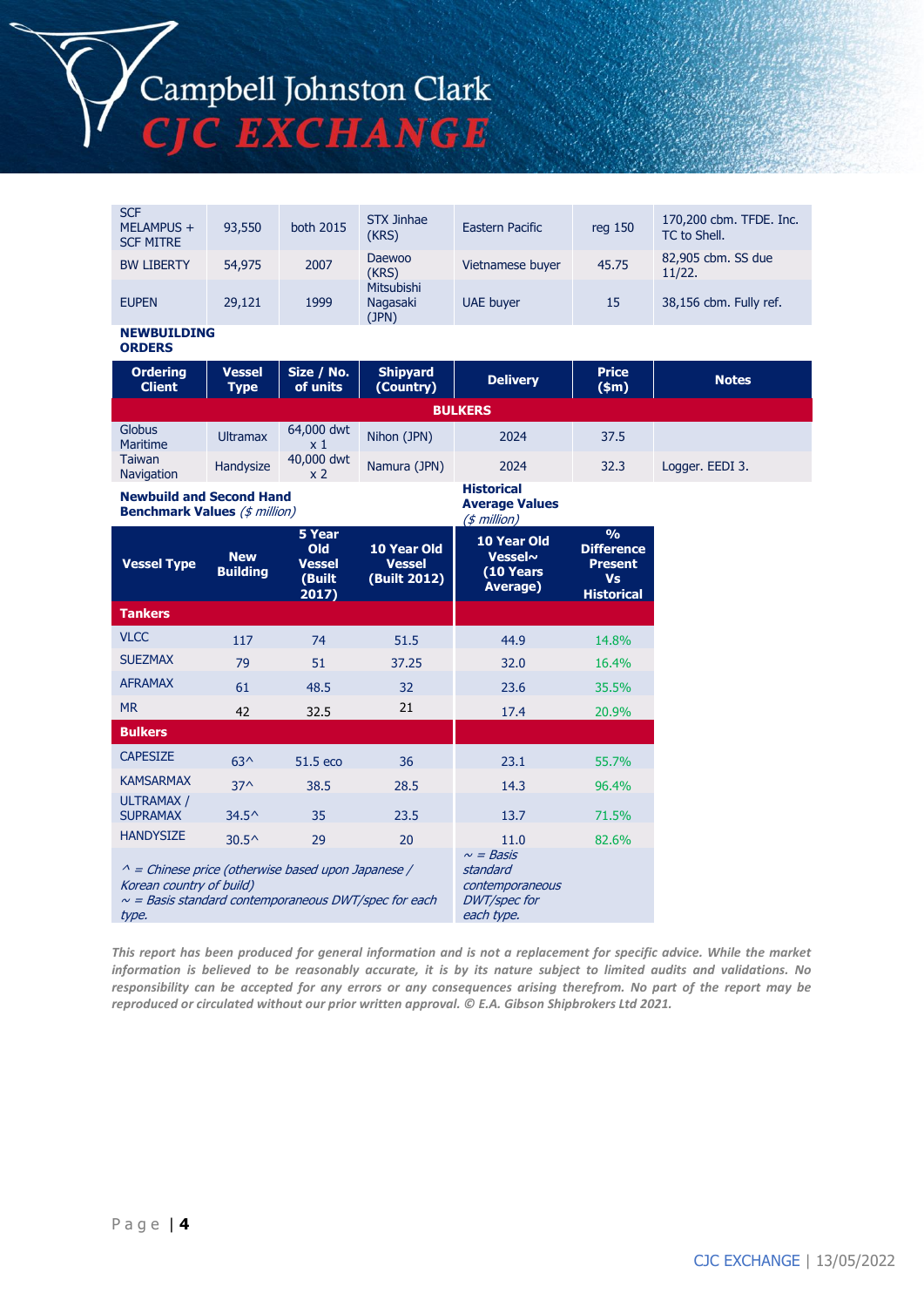| | | | | | | |
|---|---|---|---|---|---|---|
| SCF MELAMPUS + SCF MITRE | 93,550 | both 2015 | STX Jinhae (KRS) | Eastern Pacific | reg 150 | 170,200 cbm. TFDE. Inc. TC to Shell. |
| BW LIBERTY | 54,975 | 2007 | Daewoo (KRS) | Vietnamese buyer | 45.75 | 82,905 cbm. SS due 11/22. |
| EUPEN | 29,121 | 1999 | Mitsubishi Nagasaki (JPN) | UAE buyer | 15 | 38,156 cbm. Fully ref. |

**NEWBUILDING ORDERS**

| Ordering Client | Vessel Type | Size / No. of units | Shipyard (Country) | Delivery | Price ($m) | Notes |
|---|---|---|---|---|---|---|
| **BULKERS** | | | | | | |
| Globus Maritime | Ultramax | 64,000 dwt x 1 | Nihon (JPN) | 2024 | 37.5 | |
| Taiwan Navigation | Handysize | 40,000 dwt x 2 | Namura (JPN) | 2024 | 32.3 | Logger. EEDI 3. |

**Newbuild and Second Hand Benchmark Values** *($ million)*

**Historical Average Values** *($ million)*

| Vessel Type | New Building | 5 Year Old Vessel (Built 2017) | 10 Year Old Vessel (Built 2012) | 10 Year Old Vessel~ (10 Years Average) | % Difference Present Vs Historical |
|---|---|---|---|---|---|
| **Tankers** | | | | | |
| VLCC | 117 | 74 | 51.5 | 44.9 | 14.8% |
| SUEZMAX | 79 | 51 | 37.25 | 32.0 | 16.4% |
| AFRAMAX | 61 | 48.5 | 32 | 23.6 | 35.5% |
| MR | 42 | 32.5 | 21 | 17.4 | 20.9% |
| **Bulkers** | | | | | |
| CAPESIZE | 63^ | 51.5 eco | 36 | 23.1 | 55.7% |
| KAMSARMAX | 37^ | 38.5 | 28.5 | 14.3 | 96.4% |
| ULTRAMAX / SUPRAMAX | 34.5^ | 35 | 23.5 | 13.7 | 71.5% |
| HANDYSIZE | 30.5^ | 29 | 20 | 11.0 | 82.6% |

*^ = Chinese price (otherwise based upon Japanese / Korean country of build)*
*~ = Basis standard contemporaneous DWT/spec for each type.*

*~ = Basis standard contemporaneous DWT/spec for each type.*

***This report has been produced for general information and is not a replacement for specific advice. While the market information is believed to be reasonably accurate, it is by its nature subject to limited audits and validations. No responsibility can be accepted for any errors or any consequences arising therefrom. No part of the report may be reproduced or circulated without our prior written approval. © E.A. Gibson Shipbrokers Ltd 2021.***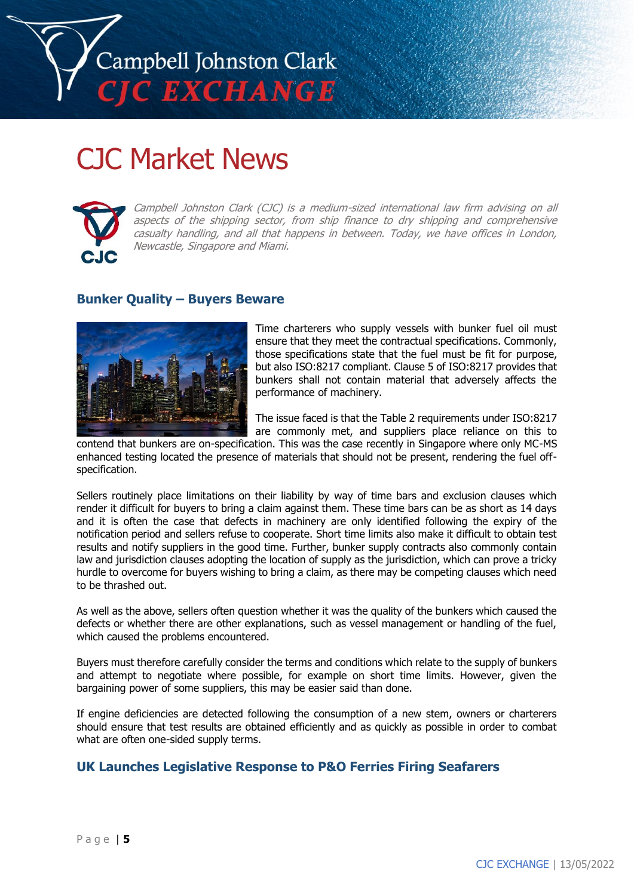# CJC Market News

*Campbell Johnston Clark (CJC) is a medium-sized international law firm advising on all aspects of the shipping sector, from ship finance to dry shipping and comprehensive casualty handling, and all that happens in between. Today, we have offices in London, Newcastle, Singapore and Miami.*

## Bunker Quality – Buyers Beware

Time charterers who supply vessels with bunker fuel oil must ensure that they meet the contractual specifications. Commonly, those specifications state that the fuel must be fit for purpose, but also ISO:8217 compliant. Clause 5 of ISO:8217 provides that bunkers shall not contain material that adversely affects the performance of machinery.

The issue faced is that the Table 2 requirements under ISO:8217 are commonly met, and suppliers place reliance on this to contend that bunkers are on-specification. This was the case recently in Singapore where only MC-MS enhanced testing located the presence of materials that should not be present, rendering the fuel off-specification.

Sellers routinely place limitations on their liability by way of time bars and exclusion clauses which render it difficult for buyers to bring a claim against them. These time bars can be as short as 14 days and it is often the case that defects in machinery are only identified following the expiry of the notification period and sellers refuse to cooperate. Short time limits also make it difficult to obtain test results and notify suppliers in the good time. Further, bunker supply contracts also commonly contain law and jurisdiction clauses adopting the location of supply as the jurisdiction, which can prove a tricky hurdle to overcome for buyers wishing to bring a claim, as there may be competing clauses which need to be thrashed out.

As well as the above, sellers often question whether it was the quality of the bunkers which caused the defects or whether there are other explanations, such as vessel management or handling of the fuel, which caused the problems encountered.

Buyers must therefore carefully consider the terms and conditions which relate to the supply of bunkers and attempt to negotiate where possible, for example on short time limits. However, given the bargaining power of some suppliers, this may be easier said than done.

If engine deficiencies are detected following the consumption of a new stem, owners or charterers should ensure that test results are obtained efficiently and as quickly as possible in order to combat what are often one-sided supply terms.

## UK Launches Legislative Response to P&O Ferries Firing Seafarers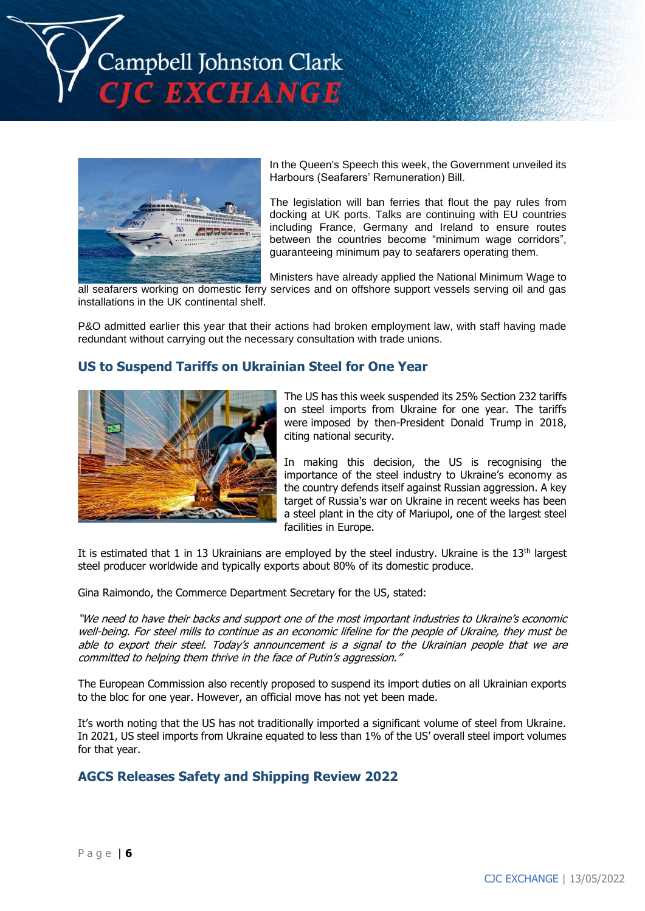In the Queen's Speech this week, the Government unveiled its Harbours (Seafarers' Remuneration) Bill.

The legislation will ban ferries that flout the pay rules from docking at UK ports. Talks are continuing with EU countries including France, Germany and Ireland to ensure routes between the countries become "minimum wage corridors", guaranteeing minimum pay to seafarers operating them.

Ministers have already applied the National Minimum Wage to all seafarers working on domestic ferry services and on offshore support vessels serving oil and gas installations in the UK continental shelf.

P&O admitted earlier this year that their actions had broken employment law, with staff having made redundant without carrying out the necessary consultation with trade unions.

## US to Suspend Tariffs on Ukrainian Steel for One Year

The US has this week suspended its 25% Section 232 tariffs on steel imports from Ukraine for one year. The tariffs were imposed by then-President Donald Trump in 2018, citing national security.

In making this decision, the US is recognising the importance of the steel industry to Ukraine's economy as the country defends itself against Russian aggression. A key target of Russia's war on Ukraine in recent weeks has been a steel plant in the city of Mariupol, one of the largest steel facilities in Europe.

It is estimated that 1 in 13 Ukrainians are employed by the steel industry. Ukraine is the 13th largest steel producer worldwide and typically exports about 80% of its domestic produce.

Gina Raimondo, the Commerce Department Secretary for the US, stated:

*"We need to have their backs and support one of the most important industries to Ukraine's economic well-being. For steel mills to continue as an economic lifeline for the people of Ukraine, they must be able to export their steel. Today's announcement is a signal to the Ukrainian people that we are committed to helping them thrive in the face of Putin's aggression."*

The European Commission also recently proposed to suspend its import duties on all Ukrainian exports to the bloc for one year. However, an official move has not yet been made.

It's worth noting that the US has not traditionally imported a significant volume of steel from Ukraine. In 2021, US steel imports from Ukraine equated to less than 1% of the US' overall steel import volumes for that year.

## AGCS Releases Safety and Shipping Review 2022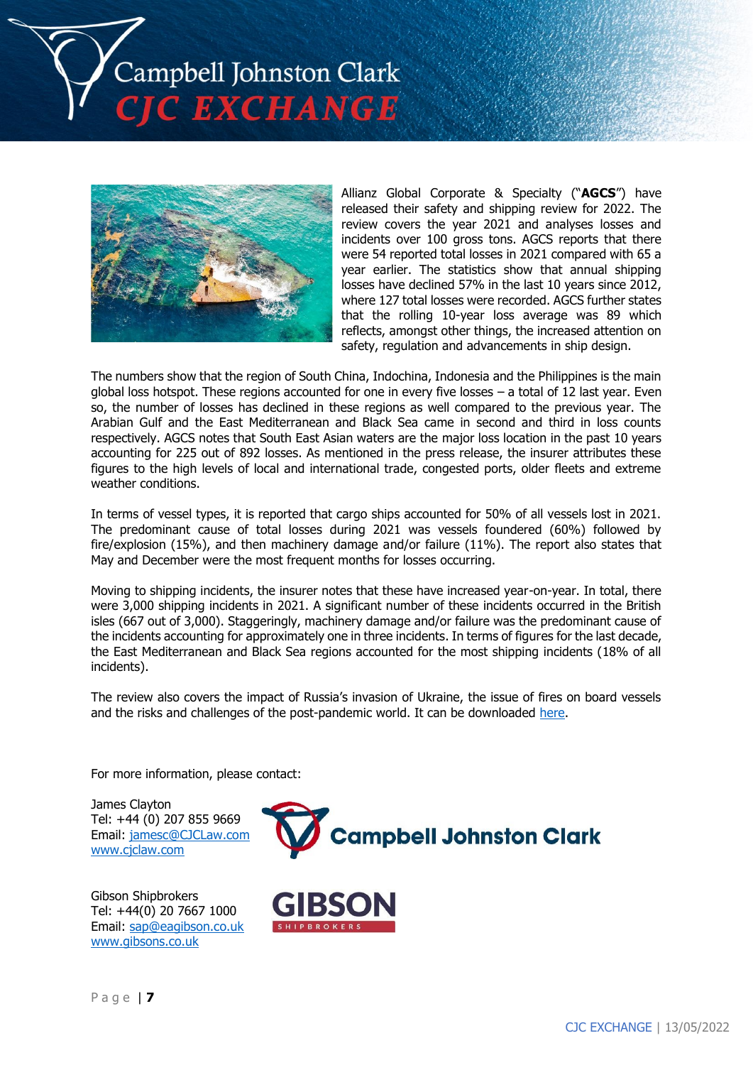Allianz Global Corporate & Specialty ("**AGCS**") have released their safety and shipping review for 2022. The review covers the year 2021 and analyses losses and incidents over 100 gross tons. AGCS reports that there were 54 reported total losses in 2021 compared with 65 a year earlier. The statistics show that annual shipping losses have declined 57% in the last 10 years since 2012, where 127 total losses were recorded. AGCS further states that the rolling 10-year loss average was 89 which reflects, amongst other things, the increased attention on safety, regulation and advancements in ship design.

The numbers show that the region of South China, Indochina, Indonesia and the Philippines is the main global loss hotspot. These regions accounted for one in every five losses – a total of 12 last year. Even so, the number of losses has declined in these regions as well compared to the previous year. The Arabian Gulf and the East Mediterranean and Black Sea came in second and third in loss counts respectively. AGCS notes that South East Asian waters are the major loss location in the past 10 years accounting for 225 out of 892 losses. As mentioned in the press release, the insurer attributes these figures to the high levels of local and international trade, congested ports, older fleets and extreme weather conditions.

In terms of vessel types, it is reported that cargo ships accounted for 50% of all vessels lost in 2021. The predominant cause of total losses during 2021 was vessels foundered (60%) followed by fire/explosion (15%), and then machinery damage and/or failure (11%). The report also states that May and December were the most frequent months for losses occurring.

Moving to shipping incidents, the insurer notes that these have increased year-on-year. In total, there were 3,000 shipping incidents in 2021. A significant number of these incidents occurred in the British isles (667 out of 3,000). Staggeringly, machinery damage and/or failure was the predominant cause of the incidents accounting for approximately one in three incidents. In terms of figures for the last decade, the East Mediterranean and Black Sea regions accounted for the most shipping incidents (18% of all incidents).

The review also covers the impact of Russia's invasion of Ukraine, the issue of fires on board vessels and the risks and challenges of the post-pandemic world. It can be downloaded here.

For more information, please contact:

James Clayton
Tel: +44 (0) 207 855 9669
Email: jamesc@CJCLaw.com
www.cjclaw.com

Gibson Shipbrokers
Tel: +44(0) 20 7667 1000
Email: sap@eagibson.co.uk
www.gibsons.co.uk